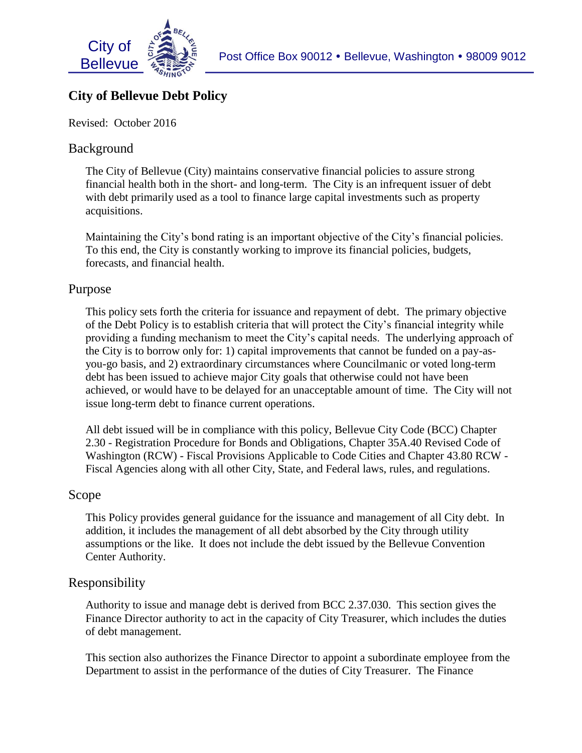# City of Bellevue Debt Policy

Revised: October 2016

## Background

The City of Bellevue (City) maintains conservative financial policies to assure strong financial health both in the short- and long-term. The City is an infrequent issuer of debt with debt primarily used as a tool to finance large capital investments such as property acquisitions.

Maintaining the City's bond rating is an important objective of the City's financial policies. To this end, the City is constantly working to improve its financial policies, budgets, forecasts, and financial health.

## Purpose

This policy sets forth the criteria for issuance and repayment of debt. The primary objective of the Debt Policy is to establish criteria that will protect the City's financial integrity while providing a funding mechanism to meet the City's capital needs. The underlying approach of the City is to borrow only for: 1) capital improvements that cannot be funded on a pay-as-you-go basis, and 2) extraordinary circumstances where Councilmanic or voted long-term debt has been issued to achieve major City goals that otherwise could not have been achieved, or would have to be delayed for an unacceptable amount of time. The City will not issue long-term debt to finance current operations.

All debt issued will be in compliance with this policy, Bellevue City Code (BCC) Chapter 2.30 - Registration Procedure for Bonds and Obligations, Chapter 35A.40 Revised Code of Washington (RCW) - Fiscal Provisions Applicable to Code Cities and Chapter 43.80 RCW - Fiscal Agencies along with all other City, State, and Federal laws, rules, and regulations.

## Scope

This Policy provides general guidance for the issuance and management of all City debt. In addition, it includes the management of all debt absorbed by the City through utility assumptions or the like. It does not include the debt issued by the Bellevue Convention Center Authority.

## Responsibility

Authority to issue and manage debt is derived from BCC 2.37.030. This section gives the Finance Director authority to act in the capacity of City Treasurer, which includes the duties of debt management.

This section also authorizes the Finance Director to appoint a subordinate employee from the Department to assist in the performance of the duties of City Treasurer. The Finance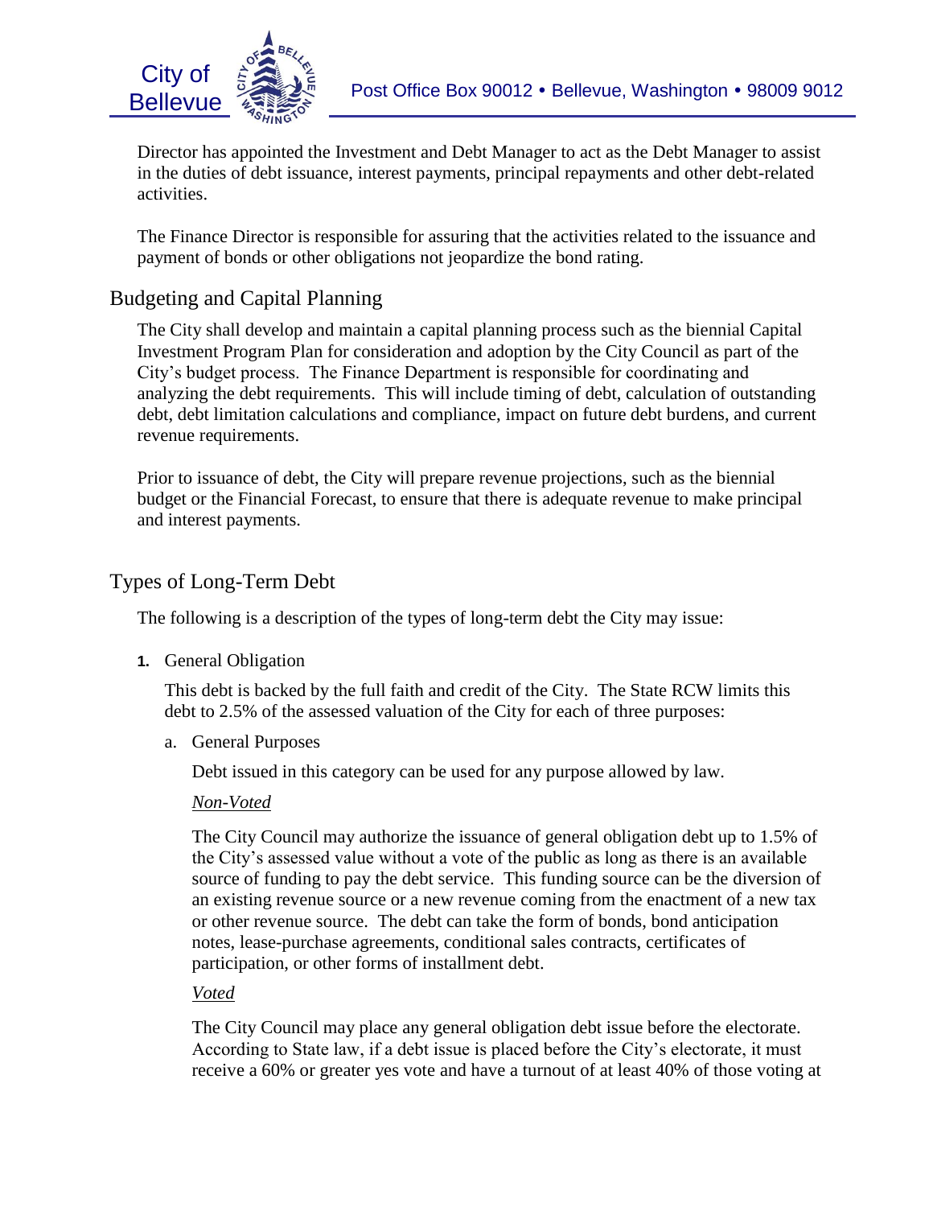Director has appointed the Investment and Debt Manager to act as the Debt Manager to assist in the duties of debt issuance, interest payments, principal repayments and other debt-related activities.

The Finance Director is responsible for assuring that the activities related to the issuance and payment of bonds or other obligations not jeopardize the bond rating.

## Budgeting and Capital Planning

The City shall develop and maintain a capital planning process such as the biennial Capital Investment Program Plan for consideration and adoption by the City Council as part of the City's budget process. The Finance Department is responsible for coordinating and analyzing the debt requirements. This will include timing of debt, calculation of outstanding debt, debt limitation calculations and compliance, impact on future debt burdens, and current revenue requirements.

Prior to issuance of debt, the City will prepare revenue projections, such as the biennial budget or the Financial Forecast, to ensure that there is adequate revenue to make principal and interest payments.

## Types of Long-Term Debt

The following is a description of the types of long-term debt the City may issue:

**1.** General Obligation

This debt is backed by the full faith and credit of the City. The State RCW limits this debt to 2.5% of the assessed valuation of the City for each of three purposes:

a. General Purposes

Debt issued in this category can be used for any purpose allowed by law.

*Non-Voted*

The City Council may authorize the issuance of general obligation debt up to 1.5% of the City's assessed value without a vote of the public as long as there is an available source of funding to pay the debt service. This funding source can be the diversion of an existing revenue source or a new revenue coming from the enactment of a new tax or other revenue source. The debt can take the form of bonds, bond anticipation notes, lease-purchase agreements, conditional sales contracts, certificates of participation, or other forms of installment debt.

*Voted*

The City Council may place any general obligation debt issue before the electorate. According to State law, if a debt issue is placed before the City's electorate, it must receive a 60% or greater yes vote and have a turnout of at least 40% of those voting at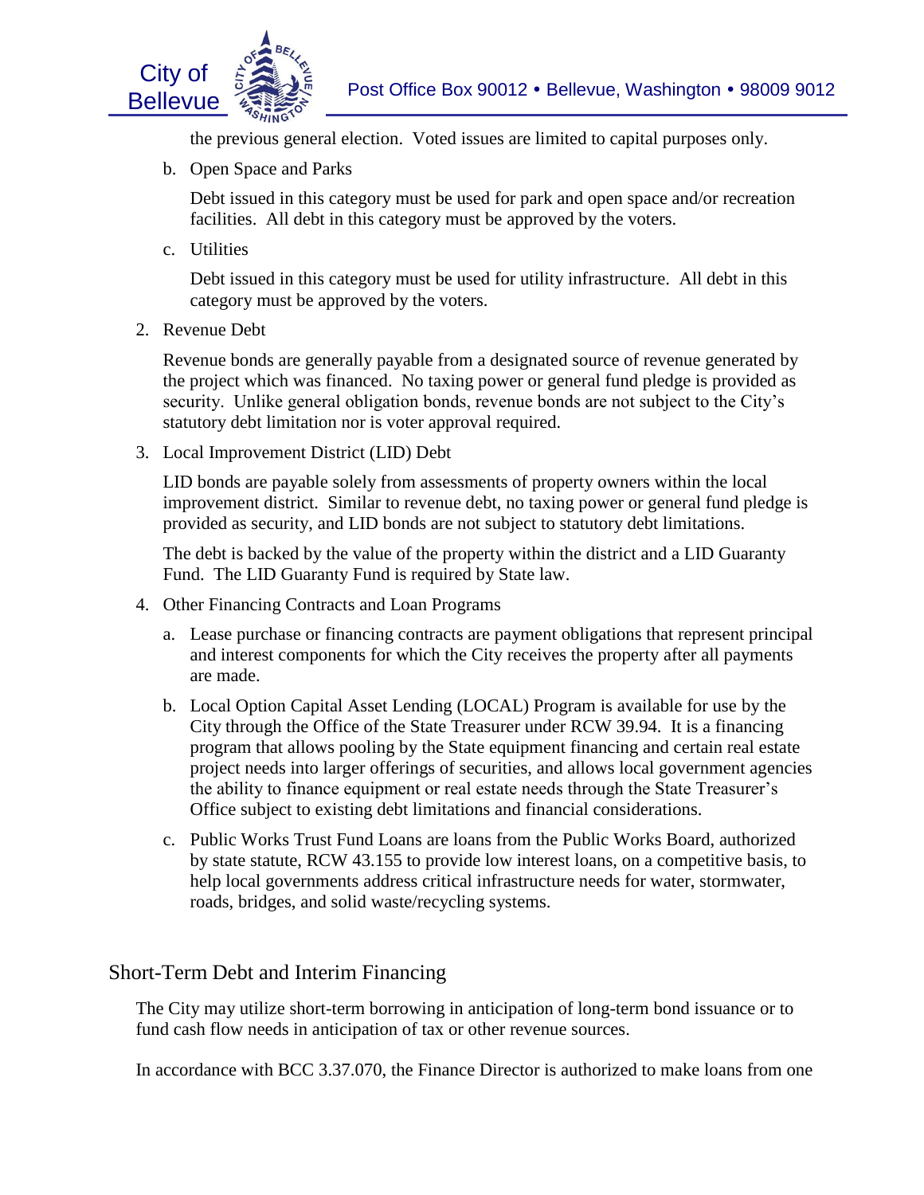the previous general election. Voted issues are limited to capital purposes only.

   b. Open Space and Parks

      Debt issued in this category must be used for park and open space and/or recreation facilities. All debt in this category must be approved by the voters.

   c. Utilities

      Debt issued in this category must be used for utility infrastructure. All debt in this category must be approved by the voters.

2. Revenue Debt

   Revenue bonds are generally payable from a designated source of revenue generated by the project which was financed. No taxing power or general fund pledge is provided as security. Unlike general obligation bonds, revenue bonds are not subject to the City's statutory debt limitation nor is voter approval required.

3. Local Improvement District (LID) Debt

   LID bonds are payable solely from assessments of property owners within the local improvement district. Similar to revenue debt, no taxing power or general fund pledge is provided as security, and LID bonds are not subject to statutory debt limitations.

   The debt is backed by the value of the property within the district and a LID Guaranty Fund. The LID Guaranty Fund is required by State law.

4. Other Financing Contracts and Loan Programs

   a. Lease purchase or financing contracts are payment obligations that represent principal and interest components for which the City receives the property after all payments are made.

   b. Local Option Capital Asset Lending (LOCAL) Program is available for use by the City through the Office of the State Treasurer under RCW 39.94. It is a financing program that allows pooling by the State equipment financing and certain real estate project needs into larger offerings of securities, and allows local government agencies the ability to finance equipment or real estate needs through the State Treasurer's Office subject to existing debt limitations and financial considerations.

   c. Public Works Trust Fund Loans are loans from the Public Works Board, authorized by state statute, RCW 43.155 to provide low interest loans, on a competitive basis, to help local governments address critical infrastructure needs for water, stormwater, roads, bridges, and solid waste/recycling systems.

## Short-Term Debt and Interim Financing

The City may utilize short-term borrowing in anticipation of long-term bond issuance or to fund cash flow needs in anticipation of tax or other revenue sources.

In accordance with BCC 3.37.070, the Finance Director is authorized to make loans from one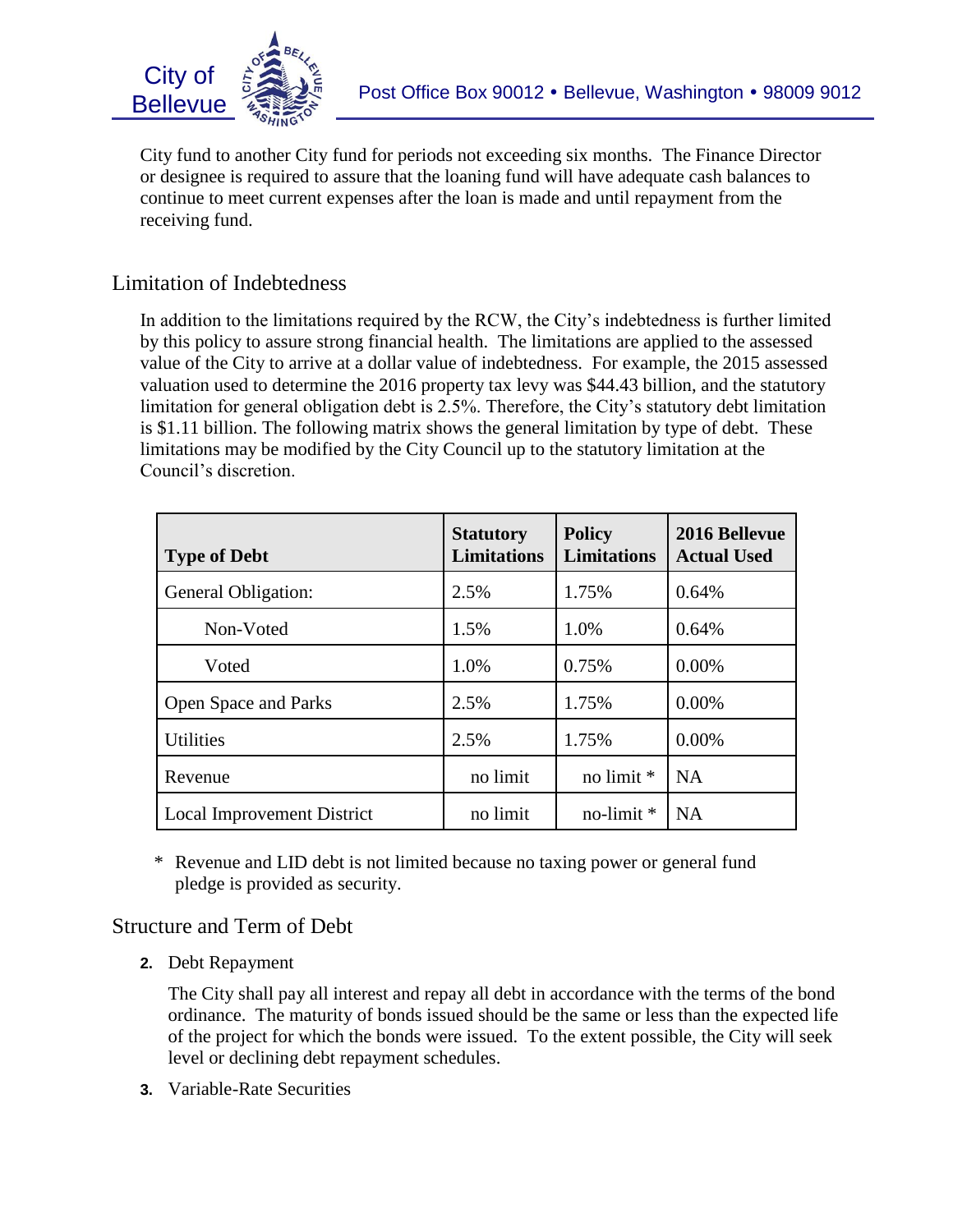City fund to another City fund for periods not exceeding six months. The Finance Director or designee is required to assure that the loaning fund will have adequate cash balances to continue to meet current expenses after the loan is made and until repayment from the receiving fund.

## Limitation of Indebtedness

In addition to the limitations required by the RCW, the City's indebtedness is further limited by this policy to assure strong financial health. The limitations are applied to the assessed value of the City to arrive at a dollar value of indebtedness. For example, the 2015 assessed valuation used to determine the 2016 property tax levy was $44.43 billion, and the statutory limitation for general obligation debt is 2.5%. Therefore, the City's statutory debt limitation is $1.11 billion. The following matrix shows the general limitation by type of debt. These limitations may be modified by the City Council up to the statutory limitation at the Council's discretion.

| Type of Debt | Statutory Limitations | Policy Limitations | 2016 Bellevue Actual Used |
|---|---|---|---|
| General Obligation: | 2.5% | 1.75% | 0.64% |
| Non-Voted | 1.5% | 1.0% | 0.64% |
| Voted | 1.0% | 0.75% | 0.00% |
| Open Space and Parks | 2.5% | 1.75% | 0.00% |
| Utilities | 2.5% | 1.75% | 0.00% |
| Revenue | no limit | no limit * | NA |
| Local Improvement District | no limit | no-limit * | NA |

\* Revenue and LID debt is not limited because no taxing power or general fund pledge is provided as security.

## Structure and Term of Debt

2. Debt Repayment

   The City shall pay all interest and repay all debt in accordance with the terms of the bond ordinance. The maturity of bonds issued should be the same or less than the expected life of the project for which the bonds were issued. To the extent possible, the City will seek level or declining debt repayment schedules.

3. Variable-Rate Securities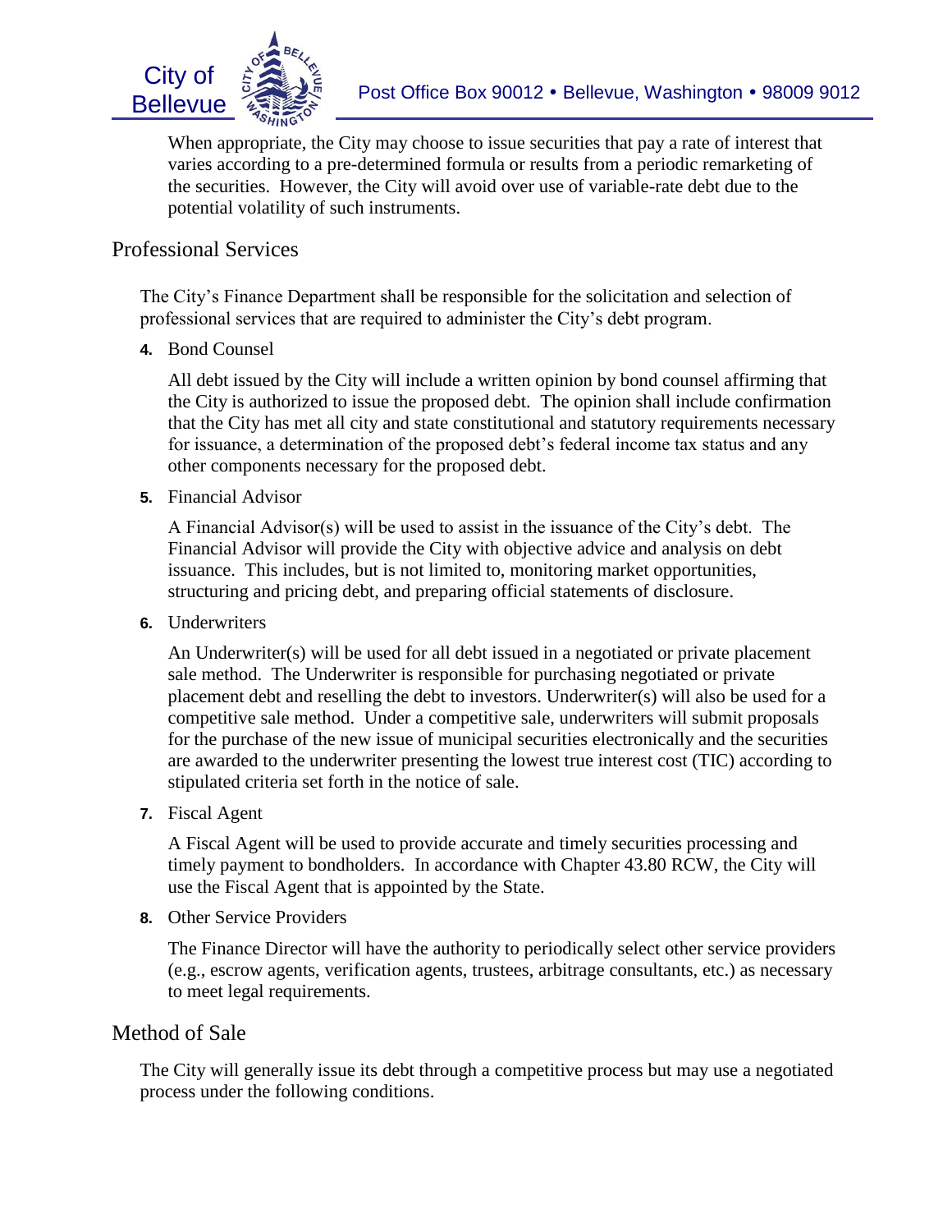When appropriate, the City may choose to issue securities that pay a rate of interest that varies according to a pre-determined formula or results from a periodic remarketing of the securities. However, the City will avoid over use of variable-rate debt due to the potential volatility of such instruments.

## Professional Services

The City's Finance Department shall be responsible for the solicitation and selection of professional services that are required to administer the City's debt program.

4. Bond Counsel

   All debt issued by the City will include a written opinion by bond counsel affirming that the City is authorized to issue the proposed debt. The opinion shall include confirmation that the City has met all city and state constitutional and statutory requirements necessary for issuance, a determination of the proposed debt's federal income tax status and any other components necessary for the proposed debt.

5. Financial Advisor

   A Financial Advisor(s) will be used to assist in the issuance of the City's debt. The Financial Advisor will provide the City with objective advice and analysis on debt issuance. This includes, but is not limited to, monitoring market opportunities, structuring and pricing debt, and preparing official statements of disclosure.

6. Underwriters

   An Underwriter(s) will be used for all debt issued in a negotiated or private placement sale method. The Underwriter is responsible for purchasing negotiated or private placement debt and reselling the debt to investors. Underwriter(s) will also be used for a competitive sale method. Under a competitive sale, underwriters will submit proposals for the purchase of the new issue of municipal securities electronically and the securities are awarded to the underwriter presenting the lowest true interest cost (TIC) according to stipulated criteria set forth in the notice of sale.

7. Fiscal Agent

   A Fiscal Agent will be used to provide accurate and timely securities processing and timely payment to bondholders. In accordance with Chapter 43.80 RCW, the City will use the Fiscal Agent that is appointed by the State.

8. Other Service Providers

   The Finance Director will have the authority to periodically select other service providers (e.g., escrow agents, verification agents, trustees, arbitrage consultants, etc.) as necessary to meet legal requirements.

## Method of Sale

The City will generally issue its debt through a competitive process but may use a negotiated process under the following conditions.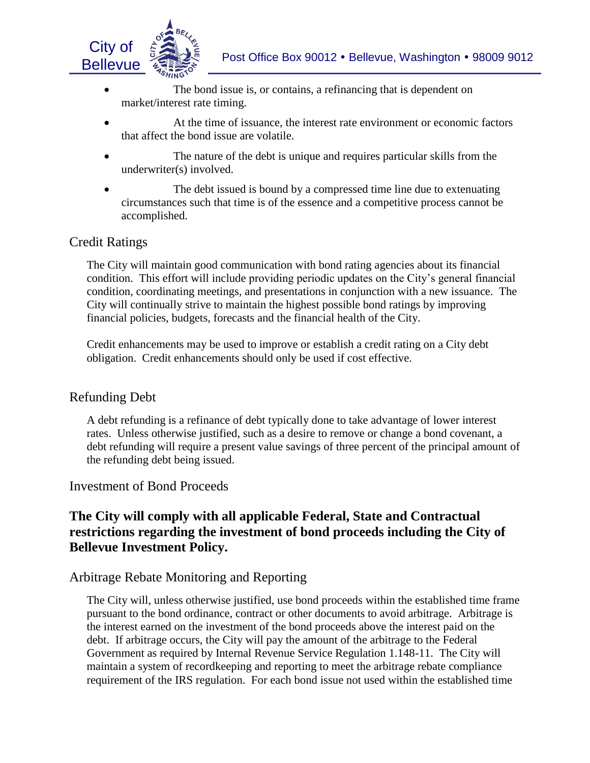- The bond issue is, or contains, a refinancing that is dependent on market/interest rate timing.
- At the time of issuance, the interest rate environment or economic factors that affect the bond issue are volatile.
- The nature of the debt is unique and requires particular skills from the underwriter(s) involved.
- The debt issued is bound by a compressed time line due to extenuating circumstances such that time is of the essence and a competitive process cannot be accomplished.

## Credit Ratings

The City will maintain good communication with bond rating agencies about its financial condition. This effort will include providing periodic updates on the City's general financial condition, coordinating meetings, and presentations in conjunction with a new issuance. The City will continually strive to maintain the highest possible bond ratings by improving financial policies, budgets, forecasts and the financial health of the City.

Credit enhancements may be used to improve or establish a credit rating on a City debt obligation. Credit enhancements should only be used if cost effective.

## Refunding Debt

A debt refunding is a refinance of debt typically done to take advantage of lower interest rates. Unless otherwise justified, such as a desire to remove or change a bond covenant, a debt refunding will require a present value savings of three percent of the principal amount of the refunding debt being issued.

## Investment of Bond Proceeds

**The City will comply with all applicable Federal, State and Contractual restrictions regarding the investment of bond proceeds including the City of Bellevue Investment Policy.**

## Arbitrage Rebate Monitoring and Reporting

The City will, unless otherwise justified, use bond proceeds within the established time frame pursuant to the bond ordinance, contract or other documents to avoid arbitrage. Arbitrage is the interest earned on the investment of the bond proceeds above the interest paid on the debt. If arbitrage occurs, the City will pay the amount of the arbitrage to the Federal Government as required by Internal Revenue Service Regulation 1.148-11. The City will maintain a system of recordkeeping and reporting to meet the arbitrage rebate compliance requirement of the IRS regulation. For each bond issue not used within the established time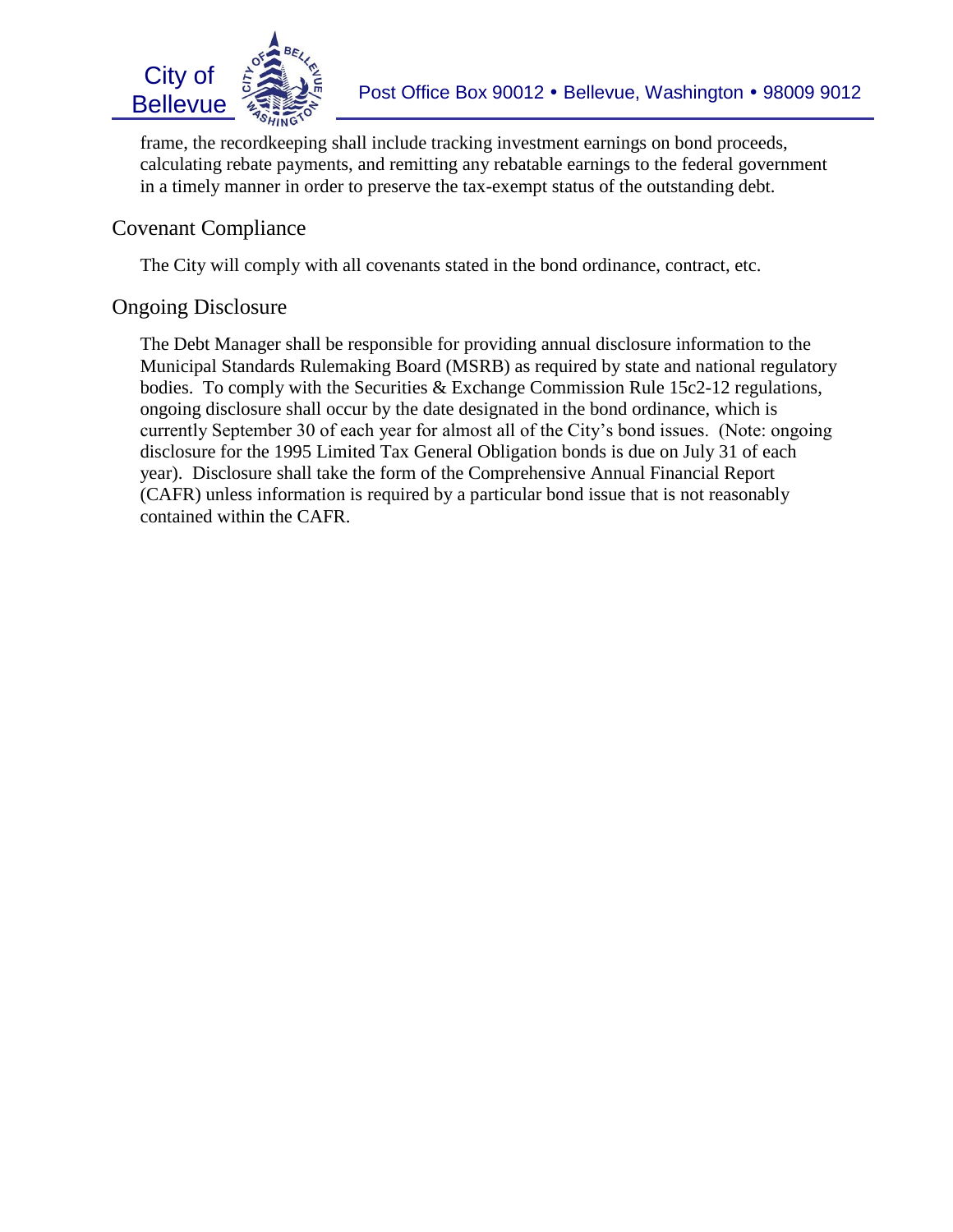frame, the recordkeeping shall include tracking investment earnings on bond proceeds, calculating rebate payments, and remitting any rebatable earnings to the federal government in a timely manner in order to preserve the tax-exempt status of the outstanding debt.

## Covenant Compliance

The City will comply with all covenants stated in the bond ordinance, contract, etc.

## Ongoing Disclosure

The Debt Manager shall be responsible for providing annual disclosure information to the Municipal Standards Rulemaking Board (MSRB) as required by state and national regulatory bodies. To comply with the Securities & Exchange Commission Rule 15c2-12 regulations, ongoing disclosure shall occur by the date designated in the bond ordinance, which is currently September 30 of each year for almost all of the City's bond issues. (Note: ongoing disclosure for the 1995 Limited Tax General Obligation bonds is due on July 31 of each year). Disclosure shall take the form of the Comprehensive Annual Financial Report (CAFR) unless information is required by a particular bond issue that is not reasonably contained within the CAFR.